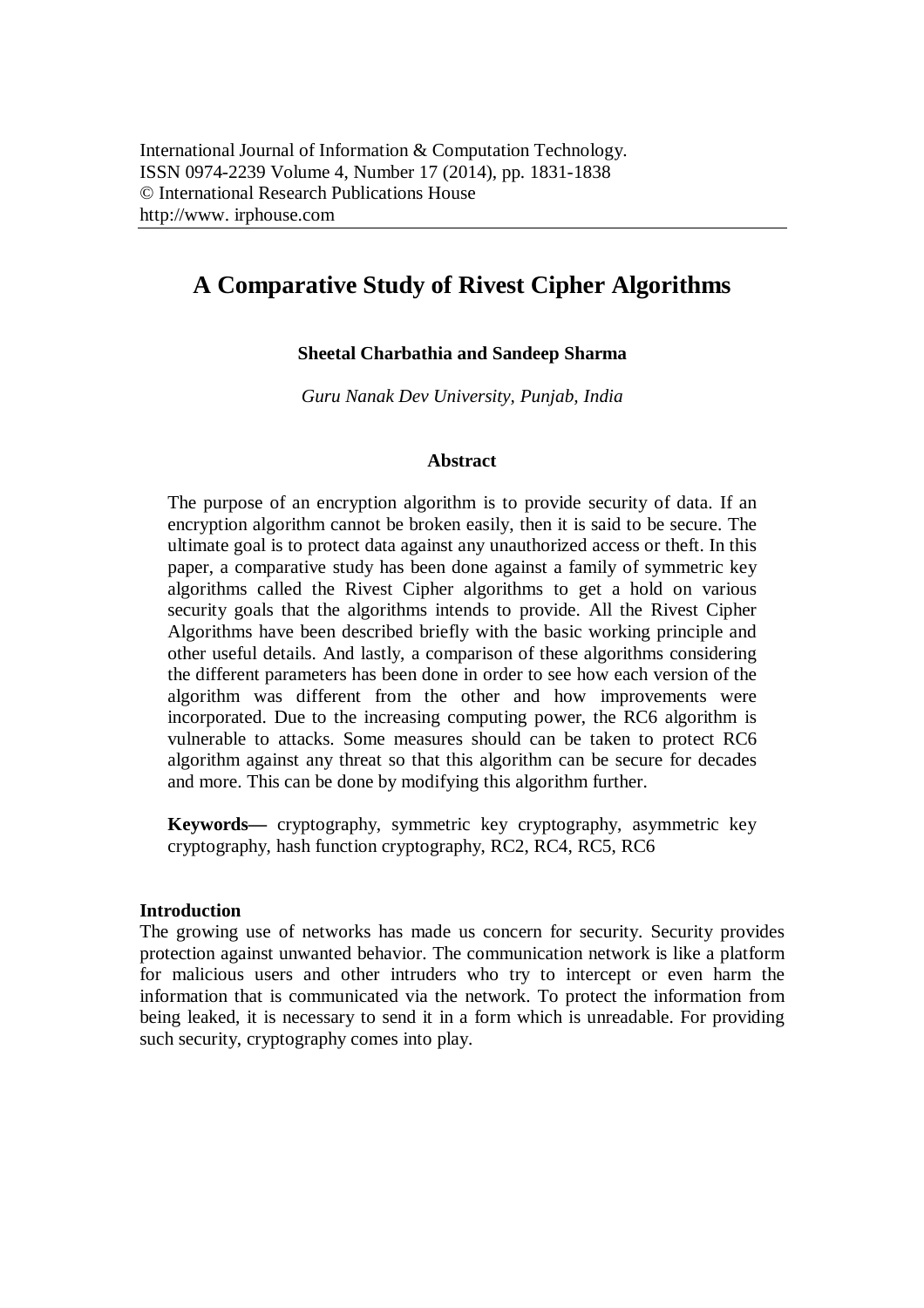International Journal of Information & Computation Technology.
ISSN 0974-2239 Volume 4, Number 17 (2014), pp. 1831-1838
© International Research Publications House
http://www. irphouse.com

# A Comparative Study of Rivest Cipher Algorithms

**Sheetal Charbathia and Sandeep Sharma**

*Guru Nanak Dev University, Punjab, India*

### Abstract

The purpose of an encryption algorithm is to provide security of data. If an encryption algorithm cannot be broken easily, then it is said to be secure. The ultimate goal is to protect data against any unauthorized access or theft. In this paper, a comparative study has been done against a family of symmetric key algorithms called the Rivest Cipher algorithms to get a hold on various security goals that the algorithms intends to provide. All the Rivest Cipher Algorithms have been described briefly with the basic working principle and other useful details. And lastly, a comparison of these algorithms considering the different parameters has been done in order to see how each version of the algorithm was different from the other and how improvements were incorporated. Due to the increasing computing power, the RC6 algorithm is vulnerable to attacks. Some measures should can be taken to protect RC6 algorithm against any threat so that this algorithm can be secure for decades and more. This can be done by modifying this algorithm further.

**Keywords—** cryptography, symmetric key cryptography, asymmetric key cryptography, hash function cryptography, RC2, RC4, RC5, RC6

## Introduction

The growing use of networks has made us concern for security. Security provides protection against unwanted behavior. The communication network is like a platform for malicious users and other intruders who try to intercept or even harm the information that is communicated via the network. To protect the information from being leaked, it is necessary to send it in a form which is unreadable. For providing such security, cryptography comes into play.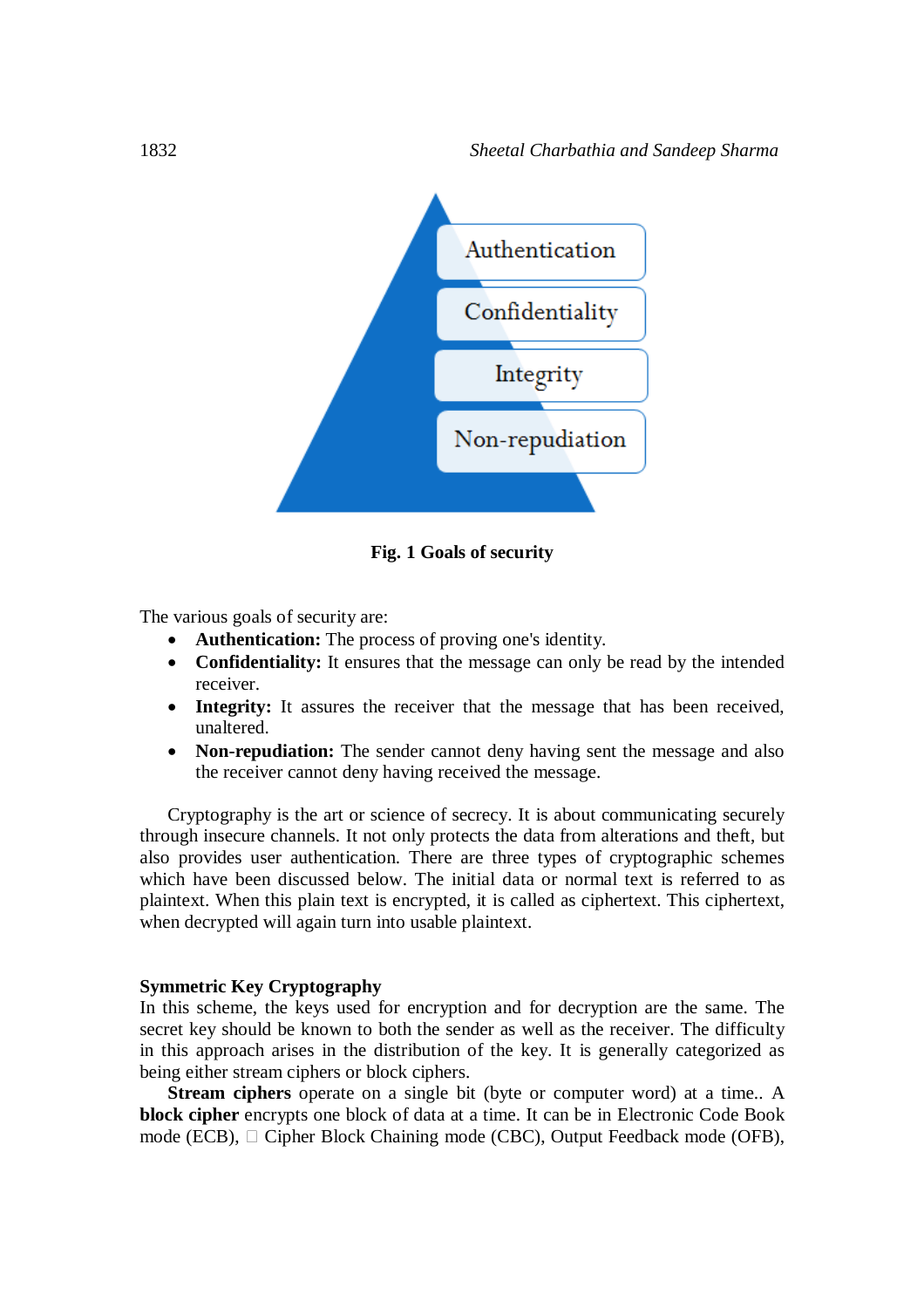**Fig. 1 Goals of security**

The various goals of security are:

- **Authentication:** The process of proving one's identity.
- **Confidentiality:** It ensures that the message can only be read by the intended receiver.
- **Integrity:** It assures the receiver that the message that has been received, unaltered.
- **Non-repudiation:** The sender cannot deny having sent the message and also the receiver cannot deny having received the message.

Cryptography is the art or science of secrecy. It is about communicating securely through insecure channels. It not only protects the data from alterations and theft, but also provides user authentication. There are three types of cryptographic schemes which have been discussed below. The initial data or normal text is referred to as plaintext. When this plain text is encrypted, it is called as ciphertext. This ciphertext, when decrypted will again turn into usable plaintext.

**Symmetric Key Cryptography**

In this scheme, the keys used for encryption and for decryption are the same. The secret key should be known to both the sender as well as the receiver. The difficulty in this approach arises in the distribution of the key. It is generally categorized as being either stream ciphers or block ciphers.

**Stream ciphers** operate on a single bit (byte or computer word) at a time.. A **block cipher** encrypts one block of data at a time. It can be in Electronic Code Book mode (ECB), Cipher Block Chaining mode (CBC), Output Feedback mode (OFB),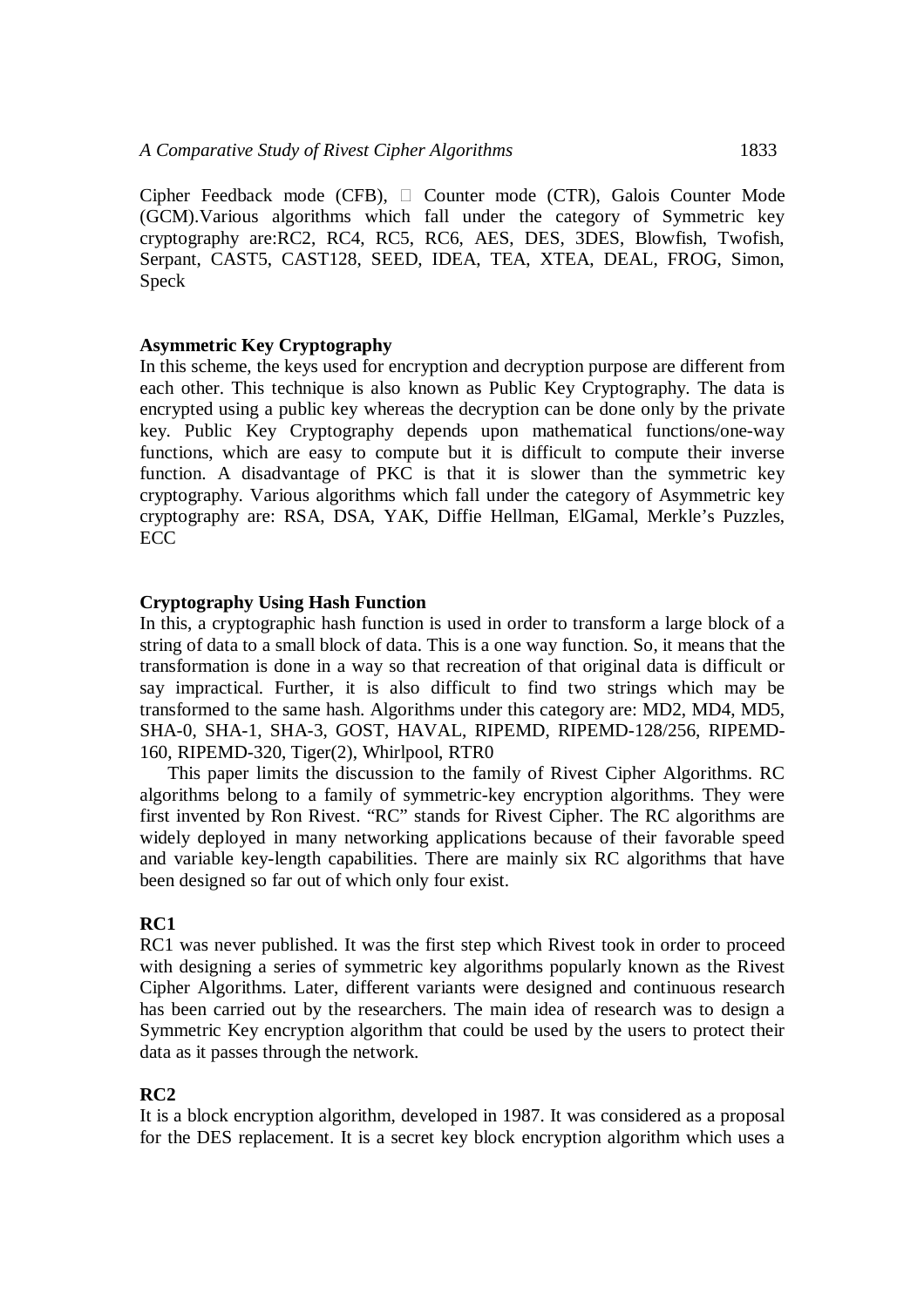Cipher Feedback mode (CFB),  Counter mode (CTR), Galois Counter Mode (GCM).Various algorithms which fall under the category of Symmetric key cryptography are:RC2, RC4, RC5, RC6, AES, DES, 3DES, Blowfish, Twofish, Serpant, CAST5, CAST128, SEED, IDEA, TEA, XTEA, DEAL, FROG, Simon, Speck

**Asymmetric Key Cryptography**

In this scheme, the keys used for encryption and decryption purpose are different from each other. This technique is also known as Public Key Cryptography. The data is encrypted using a public key whereas the decryption can be done only by the private key. Public Key Cryptography depends upon mathematical functions/one-way functions, which are easy to compute but it is difficult to compute their inverse function. A disadvantage of PKC is that it is slower than the symmetric key cryptography. Various algorithms which fall under the category of Asymmetric key cryptography are: RSA, DSA, YAK, Diffie Hellman, ElGamal, Merkle's Puzzles, ECC

**Cryptography Using Hash Function**

In this, a cryptographic hash function is used in order to transform a large block of a string of data to a small block of data. This is a one way function. So, it means that the transformation is done in a way so that recreation of that original data is difficult or say impractical. Further, it is also difficult to find two strings which may be transformed to the same hash. Algorithms under this category are: MD2, MD4, MD5, SHA-0, SHA-1, SHA-3, GOST, HAVAL, RIPEMD, RIPEMD-128/256, RIPEMD-160, RIPEMD-320, Tiger(2), Whirlpool, RTR0

This paper limits the discussion to the family of Rivest Cipher Algorithms. RC algorithms belong to a family of symmetric-key encryption algorithms. They were first invented by Ron Rivest. "RC" stands for Rivest Cipher. The RC algorithms are widely deployed in many networking applications because of their favorable speed and variable key-length capabilities. There are mainly six RC algorithms that have been designed so far out of which only four exist.

**RC1**

RC1 was never published. It was the first step which Rivest took in order to proceed with designing a series of symmetric key algorithms popularly known as the Rivest Cipher Algorithms. Later, different variants were designed and continuous research has been carried out by the researchers. The main idea of research was to design a Symmetric Key encryption algorithm that could be used by the users to protect their data as it passes through the network.

**RC2**

It is a block encryption algorithm, developed in 1987. It was considered as a proposal for the DES replacement. It is a secret key block encryption algorithm which uses a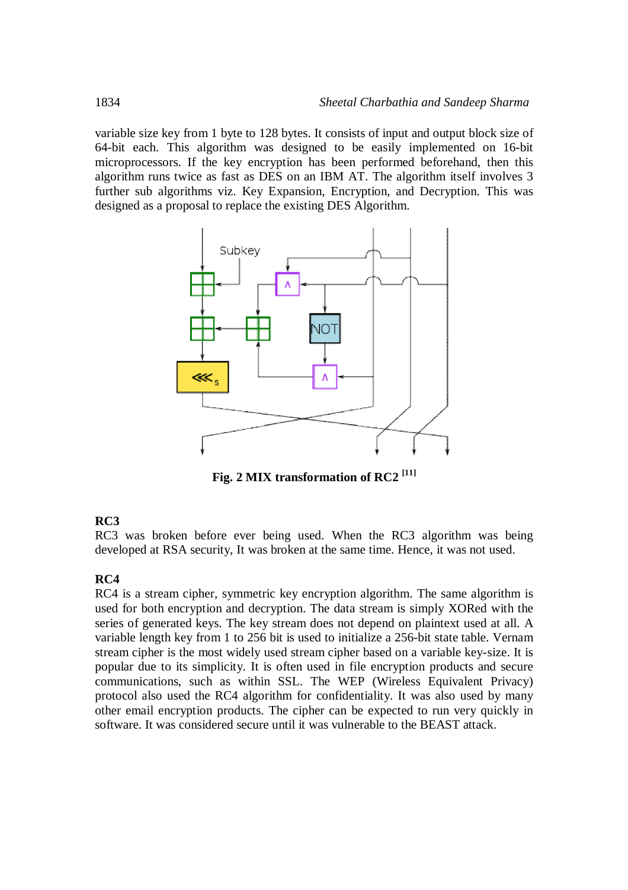variable size key from 1 byte to 128 bytes. It consists of input and output block size of 64-bit each. This algorithm was designed to be easily implemented on 16-bit microprocessors. If the key encryption has been performed beforehand, then this algorithm runs twice as fast as DES on an IBM AT. The algorithm itself involves 3 further sub algorithms viz. Key Expansion, Encryption, and Decryption. This was designed as a proposal to replace the existing DES Algorithm.

**Fig. 2 MIX transformation of RC2 [11]**

**RC3**

RC3 was broken before ever being used. When the RC3 algorithm was being developed at RSA security, It was broken at the same time. Hence, it was not used.

**RC4**

RC4 is a stream cipher, symmetric key encryption algorithm. The same algorithm is used for both encryption and decryption. The data stream is simply XORed with the series of generated keys. The key stream does not depend on plaintext used at all. A variable length key from 1 to 256 bit is used to initialize a 256-bit state table. Vernam stream cipher is the most widely used stream cipher based on a variable key-size. It is popular due to its simplicity. It is often used in file encryption products and secure communications, such as within SSL. The WEP (Wireless Equivalent Privacy) protocol also used the RC4 algorithm for confidentiality. It was also used by many other email encryption products. The cipher can be expected to run very quickly in software. It was considered secure until it was vulnerable to the BEAST attack.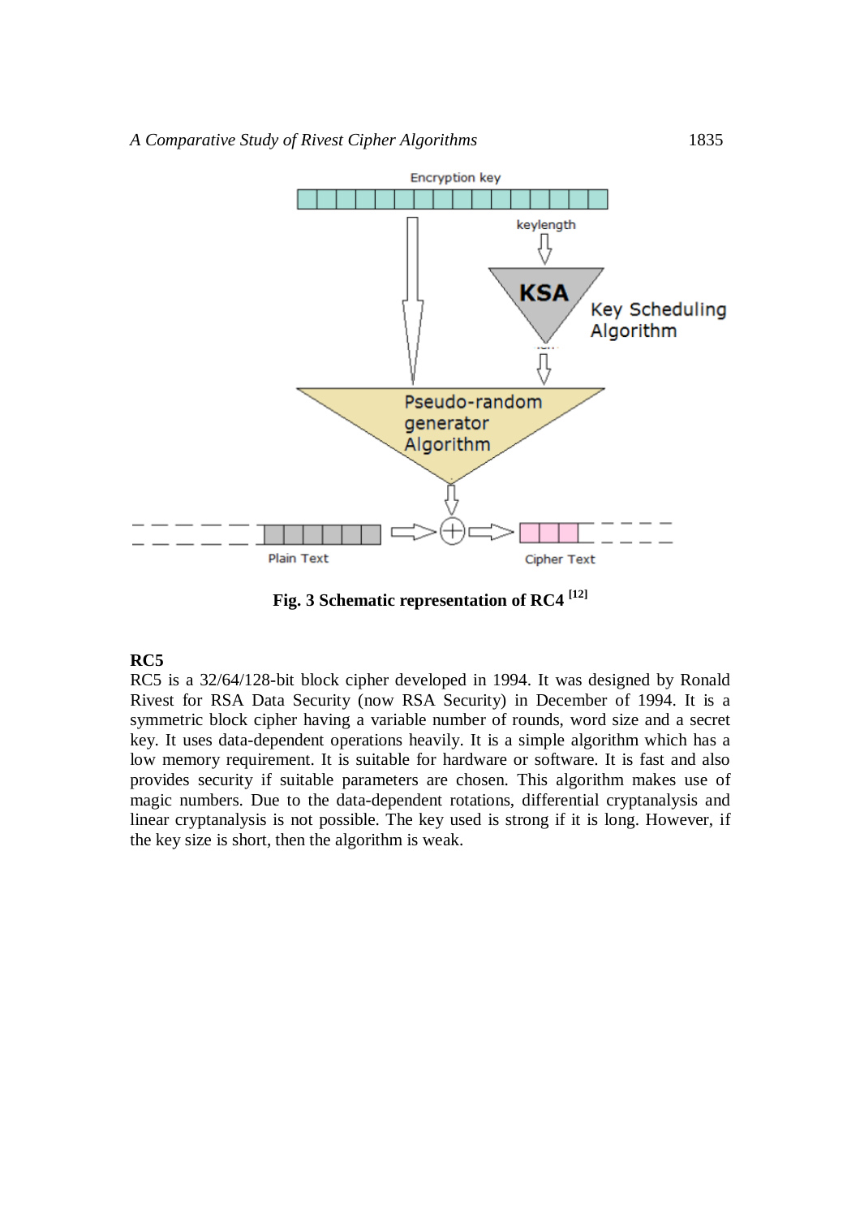Fig. 3 Schematic representation of RC4 [12]

**RC5**

RC5 is a 32/64/128-bit block cipher developed in 1994. It was designed by Ronald Rivest for RSA Data Security (now RSA Security) in December of 1994. It is a symmetric block cipher having a variable number of rounds, word size and a secret key. It uses data-dependent operations heavily. It is a simple algorithm which has a low memory requirement. It is suitable for hardware or software. It is fast and also provides security if suitable parameters are chosen. This algorithm makes use of magic numbers. Due to the data-dependent rotations, differential cryptanalysis and linear cryptanalysis is not possible. The key used is strong if it is long. However, if the key size is short, then the algorithm is weak.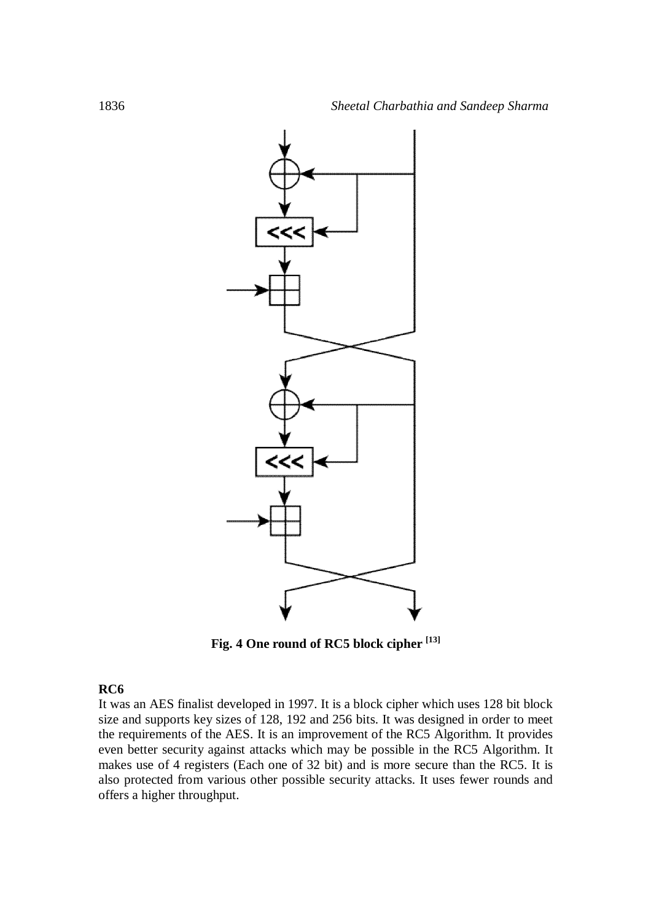**Fig. 4 One round of RC5 block cipher [13]**

**RC6**

It was an AES finalist developed in 1997. It is a block cipher which uses 128 bit block size and supports key sizes of 128, 192 and 256 bits. It was designed in order to meet the requirements of the AES. It is an improvement of the RC5 Algorithm. It provides even better security against attacks which may be possible in the RC5 Algorithm. It makes use of 4 registers (Each one of 32 bit) and is more secure than the RC5. It is also protected from various other possible security attacks. It uses fewer rounds and offers a higher throughput.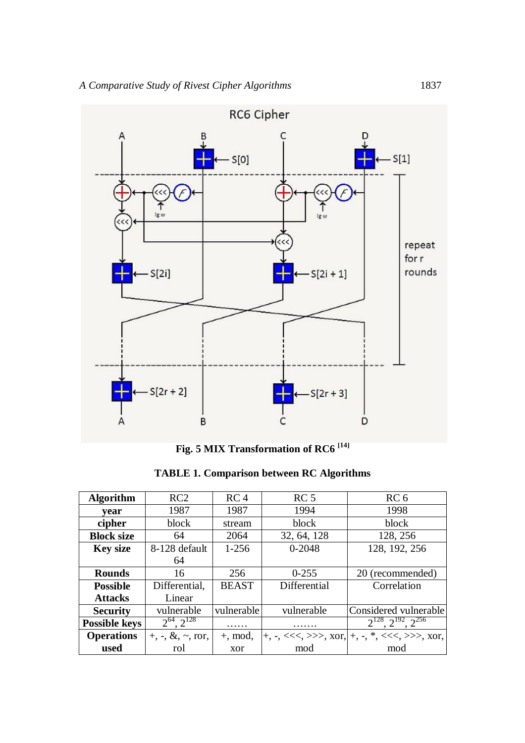**Fig. 5 MIX Transformation of RC6 [14]**

**TABLE 1. Comparison between RC Algorithms**

| **Algorithm** | RC2 | RC 4 | RC 5 | RC 6 |
|---|---|---|---|---|
| **year** | 1987 | 1987 | 1994 | 1998 |
| **cipher** | block | stream | block | block |
| **Block size** | 64 | 2064 | 32, 64, 128 | 128, 256 |
| **Key size** | 8-128 default 64 | 1-256 | 0-2048 | 128, 192, 256 |
| **Rounds** | 16 | 256 | 0-255 | 20 (recommended) |
| **Possible Attacks** | Differential, Linear | BEAST | Differential | Correlation |
| **Security** | vulnerable | vulnerable | vulnerable | Considered vulnerable |
| **Possible keys** | $2^{64}$, $2^{128}$ | …… | ……. | $2^{128}$, $2^{192}$, $2^{256}$ |
| **Operations used** | +, -, &, ~, ror, rol | +, mod, xor | +, -, <<<, >>>, xor, mod | +, -, *, <<<, >>>, xor, mod |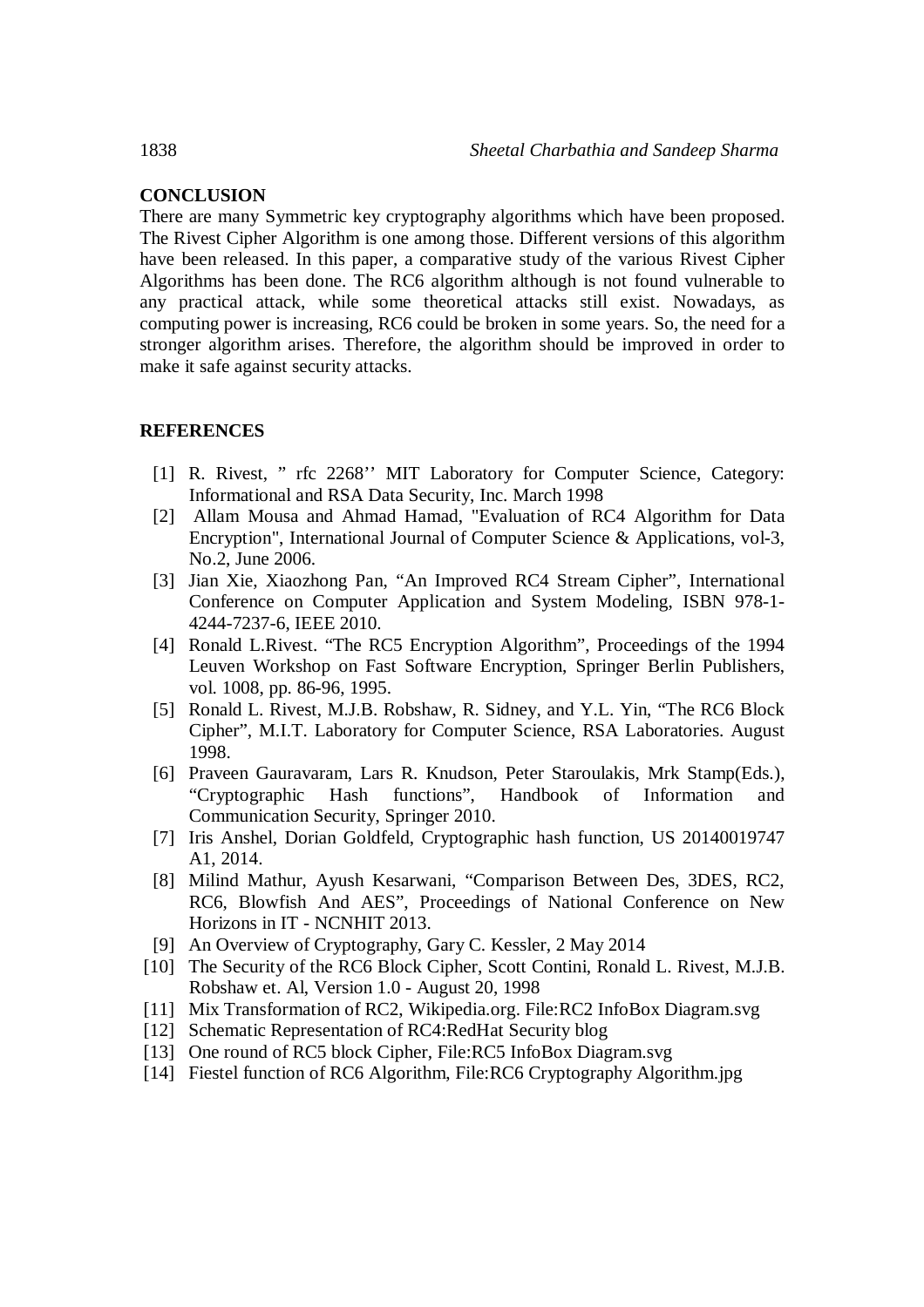## CONCLUSION

There are many Symmetric key cryptography algorithms which have been proposed. The Rivest Cipher Algorithm is one among those. Different versions of this algorithm have been released. In this paper, a comparative study of the various Rivest Cipher Algorithms has been done. The RC6 algorithm although is not found vulnerable to any practical attack, while some theoretical attacks still exist. Nowadays, as computing power is increasing, RC6 could be broken in some years. So, the need for a stronger algorithm arises. Therefore, the algorithm should be improved in order to make it safe against security attacks.

## REFERENCES

[1] R. Rivest, " rfc 2268'' MIT Laboratory for Computer Science, Category: Informational and RSA Data Security, Inc. March 1998

[2] Allam Mousa and Ahmad Hamad, "Evaluation of RC4 Algorithm for Data Encryption", International Journal of Computer Science & Applications, vol-3, No.2, June 2006.

[3] Jian Xie, Xiaozhong Pan, "An Improved RC4 Stream Cipher", International Conference on Computer Application and System Modeling, ISBN 978-1-4244-7237-6, IEEE 2010.

[4] Ronald L.Rivest. "The RC5 Encryption Algorithm", Proceedings of the 1994 Leuven Workshop on Fast Software Encryption, Springer Berlin Publishers, vol. 1008, pp. 86-96, 1995.

[5] Ronald L. Rivest, M.J.B. Robshaw, R. Sidney, and Y.L. Yin, "The RC6 Block Cipher", M.I.T. Laboratory for Computer Science, RSA Laboratories. August 1998.

[6] Praveen Gauravaram, Lars R. Knudson, Peter Staroulakis, Mrk Stamp(Eds.), "Cryptographic Hash functions", Handbook of Information and Communication Security, Springer 2010.

[7] Iris Anshel, Dorian Goldfeld, Cryptographic hash function, US 20140019747 A1, 2014.

[8] Milind Mathur, Ayush Kesarwani, "Comparison Between Des, 3DES, RC2, RC6, Blowfish And AES", Proceedings of National Conference on New Horizons in IT - NCNHIT 2013.

[9] An Overview of Cryptography, Gary C. Kessler, 2 May 2014

[10] The Security of the RC6 Block Cipher, Scott Contini, Ronald L. Rivest, M.J.B. Robshaw et. Al, Version 1.0 - August 20, 1998

[11] Mix Transformation of RC2, Wikipedia.org. File:RC2 InfoBox Diagram.svg

[12] Schematic Representation of RC4:RedHat Security blog

[13] One round of RC5 block Cipher, File:RC5 InfoBox Diagram.svg

[14] Fiestel function of RC6 Algorithm, File:RC6 Cryptography Algorithm.jpg